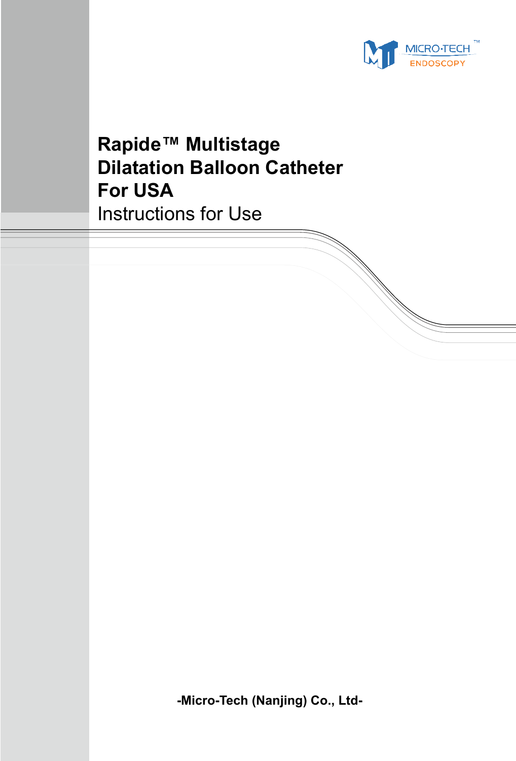MICRO-TECH™ ENDOSCOPY

# Rapide™ Multistage Dilatation Balloon Catheter For USA

Instructions for Use

**-Micro-Tech (Nanjing) Co., Ltd-**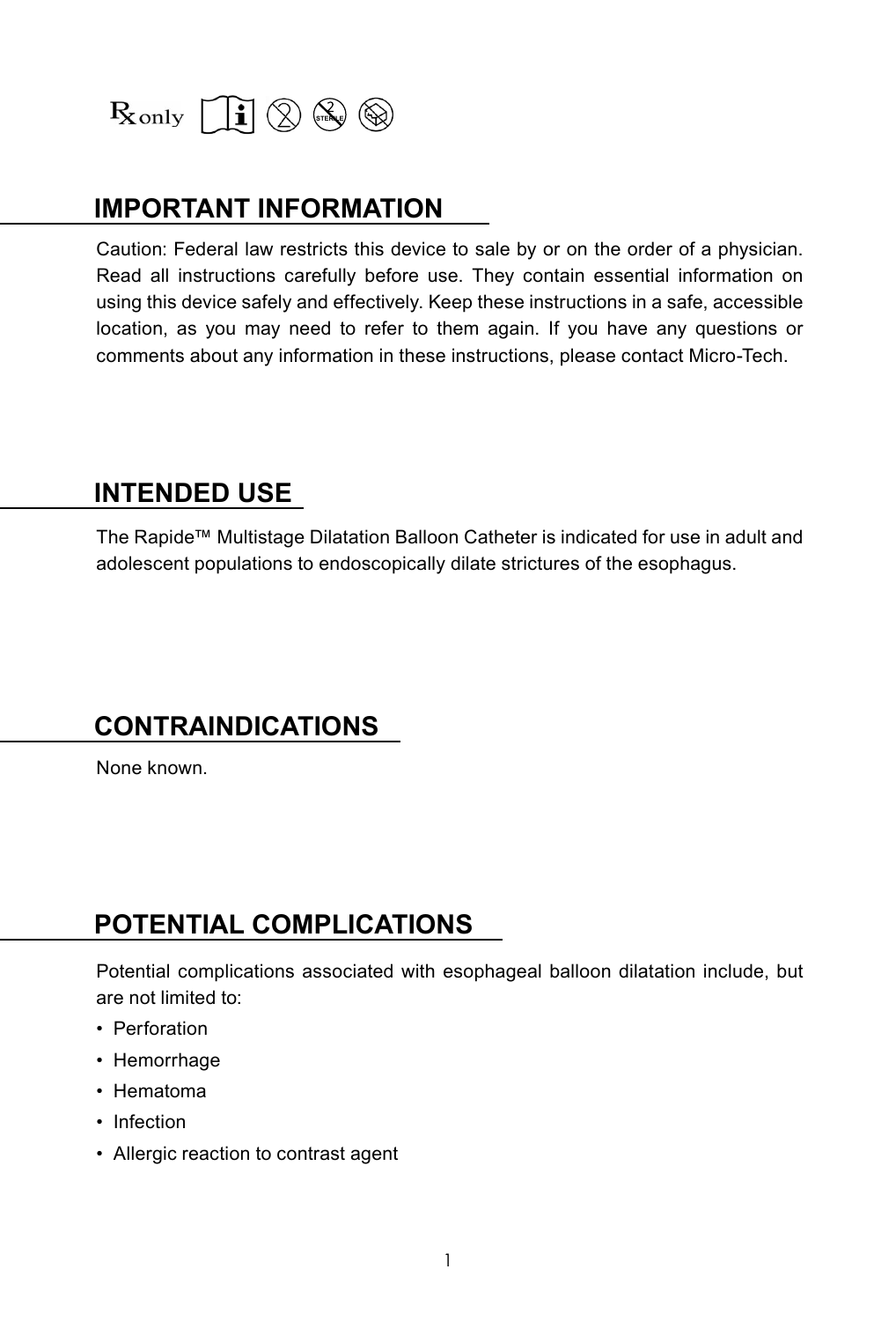Rx only

## IMPORTANT INFORMATION

Caution: Federal law restricts this device to sale by or on the order of a physician. Read all instructions carefully before use. They contain essential information on using this device safely and effectively. Keep these instructions in a safe, accessible location, as you may need to refer to them again. If you have any questions or comments about any information in these instructions, please contact Micro-Tech.

## INTENDED USE

The Rapide™ Multistage Dilatation Balloon Catheter is indicated for use in adult and adolescent populations to endoscopically dilate strictures of the esophagus.

## CONTRAINDICATIONS

None known.

## POTENTIAL COMPLICATIONS

Potential complications associated with esophageal balloon dilatation include, but are not limited to:

- Perforation
- Hemorrhage
- Hematoma
- Infection
- Allergic reaction to contrast agent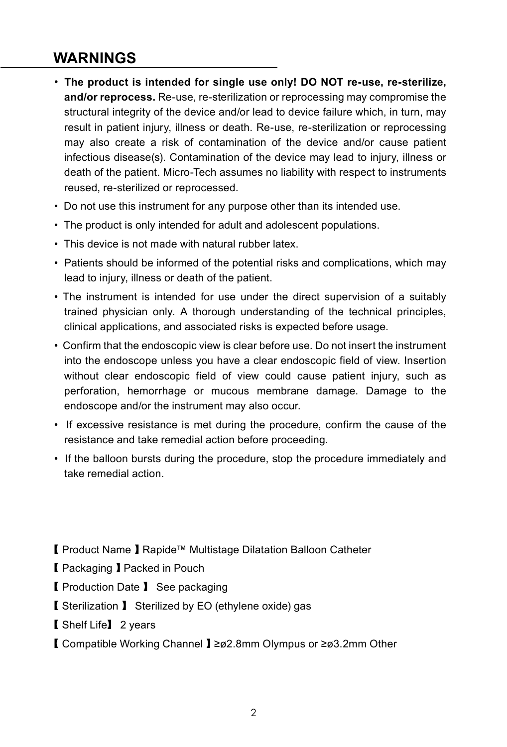## WARNINGS

- **The product is intended for single use only! DO NOT re-use, re-sterilize, and/or reprocess.** Re-use, re-sterilization or reprocessing may compromise the structural integrity of the device and/or lead to device failure which, in turn, may result in patient injury, illness or death. Re-use, re-sterilization or reprocessing may also create a risk of contamination of the device and/or cause patient infectious disease(s). Contamination of the device may lead to injury, illness or death of the patient. Micro-Tech assumes no liability with respect to instruments reused, re-sterilized or reprocessed.
- Do not use this instrument for any purpose other than its intended use.
- The product is only intended for adult and adolescent populations.
- This device is not made with natural rubber latex.
- Patients should be informed of the potential risks and complications, which may lead to injury, illness or death of the patient.
- The instrument is intended for use under the direct supervision of a suitably trained physician only. A thorough understanding of the technical principles, clinical applications, and associated risks is expected before usage.
- Confirm that the endoscopic view is clear before use. Do not insert the instrument into the endoscope unless you have a clear endoscopic field of view. Insertion without clear endoscopic field of view could cause patient injury, such as perforation, hemorrhage or mucous membrane damage. Damage to the endoscope and/or the instrument may also occur.
- If excessive resistance is met during the procedure, confirm the cause of the resistance and take remedial action before proceeding.
- If the balloon bursts during the procedure, stop the procedure immediately and take remedial action.

【Product Name】Rapide™ Multistage Dilatation Balloon Catheter

【Packaging】Packed in Pouch

【Production Date】 See packaging

【Sterilization】 Sterilized by EO (ethylene oxide) gas

【Shelf Life】 2 years

【Compatible Working Channel】≥ø2.8mm Olympus or ≥ø3.2mm Other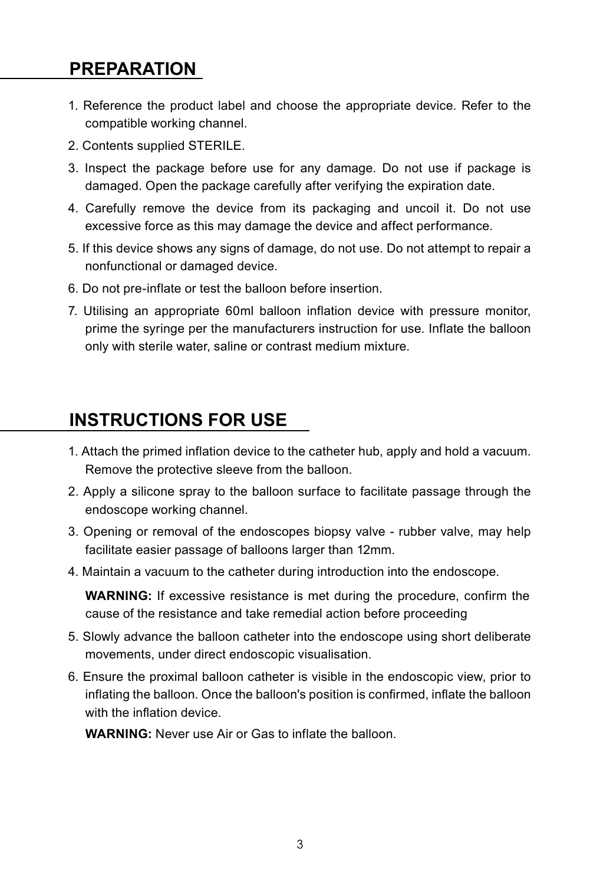## PREPARATION

1. Reference the product label and choose the appropriate device. Refer to the compatible working channel.
2. Contents supplied STERILE.
3. Inspect the package before use for any damage. Do not use if package is damaged. Open the package carefully after verifying the expiration date.
4. Carefully remove the device from its packaging and uncoil it. Do not use excessive force as this may damage the device and affect performance.
5. If this device shows any signs of damage, do not use. Do not attempt to repair a nonfunctional or damaged device.
6. Do not pre-inflate or test the balloon before insertion.
7. Utilising an appropriate 60ml balloon inflation device with pressure monitor, prime the syringe per the manufacturers instruction for use. Inflate the balloon only with sterile water, saline or contrast medium mixture.

## INSTRUCTIONS FOR USE

1. Attach the primed inflation device to the catheter hub, apply and hold a vacuum. Remove the protective sleeve from the balloon.
2. Apply a silicone spray to the balloon surface to facilitate passage through the endoscope working channel.
3. Opening or removal of the endoscopes biopsy valve - rubber valve, may help facilitate easier passage of balloons larger than 12mm.
4. Maintain a vacuum to the catheter during introduction into the endoscope.

   **WARNING:** If excessive resistance is met during the procedure, confirm the cause of the resistance and take remedial action before proceeding

5. Slowly advance the balloon catheter into the endoscope using short deliberate movements, under direct endoscopic visualisation.
6. Ensure the proximal balloon catheter is visible in the endoscopic view, prior to inflating the balloon. Once the balloon's position is confirmed, inflate the balloon with the inflation device.

   **WARNING:** Never use Air or Gas to inflate the balloon.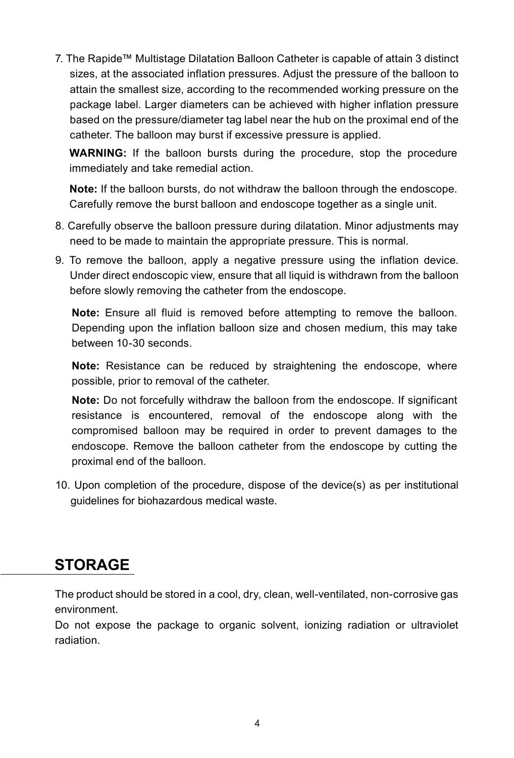7. The Rapide™ Multistage Dilatation Balloon Catheter is capable of attain 3 distinct sizes, at the associated inflation pressures. Adjust the pressure of the balloon to attain the smallest size, according to the recommended working pressure on the package label. Larger diameters can be achieved with higher inflation pressure based on the pressure/diameter tag label near the hub on the proximal end of the catheter. The balloon may burst if excessive pressure is applied.

   **WARNING:** If the balloon bursts during the procedure, stop the procedure immediately and take remedial action.

   **Note:** If the balloon bursts, do not withdraw the balloon through the endoscope. Carefully remove the burst balloon and endoscope together as a single unit.

8. Carefully observe the balloon pressure during dilatation. Minor adjustments may need to be made to maintain the appropriate pressure. This is normal.

9. To remove the balloon, apply a negative pressure using the inflation device. Under direct endoscopic view, ensure that all liquid is withdrawn from the balloon before slowly removing the catheter from the endoscope.

   **Note:** Ensure all fluid is removed before attempting to remove the balloon. Depending upon the inflation balloon size and chosen medium, this may take between 10-30 seconds.

   **Note:** Resistance can be reduced by straightening the endoscope, where possible, prior to removal of the catheter.

   **Note:** Do not forcefully withdraw the balloon from the endoscope. If significant resistance is encountered, removal of the endoscope along with the compromised balloon may be required in order to prevent damages to the endoscope. Remove the balloon catheter from the endoscope by cutting the proximal end of the balloon.

10. Upon completion of the procedure, dispose of the device(s) as per institutional guidelines for biohazardous medical waste.

## STORAGE

The product should be stored in a cool, dry, clean, well-ventilated, non-corrosive gas environment.

Do not expose the package to organic solvent, ionizing radiation or ultraviolet radiation.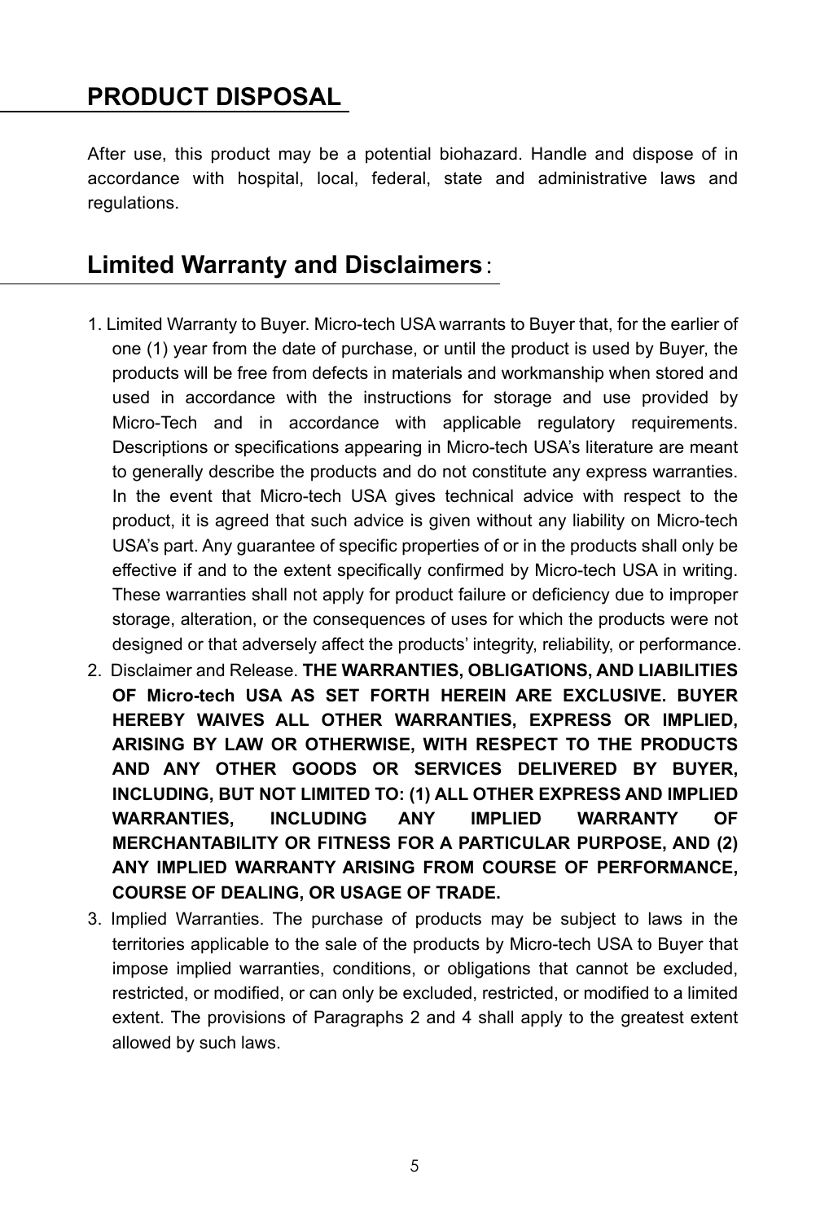## PRODUCT DISPOSAL

After use, this product may be a potential biohazard. Handle and dispose of in accordance with hospital, local, federal, state and administrative laws and regulations.

## Limited Warranty and Disclaimers：

1. Limited Warranty to Buyer. Micro-tech USA warrants to Buyer that, for the earlier of one (1) year from the date of purchase, or until the product is used by Buyer, the products will be free from defects in materials and workmanship when stored and used in accordance with the instructions for storage and use provided by Micro-Tech and in accordance with applicable regulatory requirements. Descriptions or specifications appearing in Micro-tech USA's literature are meant to generally describe the products and do not constitute any express warranties. In the event that Micro-tech USA gives technical advice with respect to the product, it is agreed that such advice is given without any liability on Micro-tech USA's part. Any guarantee of specific properties of or in the products shall only be effective if and to the extent specifically confirmed by Micro-tech USA in writing. These warranties shall not apply for product failure or deficiency due to improper storage, alteration, or the consequences of uses for which the products were not designed or that adversely affect the products' integrity, reliability, or performance.
2. Disclaimer and Release. **THE WARRANTIES, OBLIGATIONS, AND LIABILITIES OF Micro-tech USA AS SET FORTH HEREIN ARE EXCLUSIVE. BUYER HEREBY WAIVES ALL OTHER WARRANTIES, EXPRESS OR IMPLIED, ARISING BY LAW OR OTHERWISE, WITH RESPECT TO THE PRODUCTS AND ANY OTHER GOODS OR SERVICES DELIVERED BY BUYER, INCLUDING, BUT NOT LIMITED TO: (1) ALL OTHER EXPRESS AND IMPLIED WARRANTIES, INCLUDING ANY IMPLIED WARRANTY OF MERCHANTABILITY OR FITNESS FOR A PARTICULAR PURPOSE, AND (2) ANY IMPLIED WARRANTY ARISING FROM COURSE OF PERFORMANCE, COURSE OF DEALING, OR USAGE OF TRADE.**
3. Implied Warranties. The purchase of products may be subject to laws in the territories applicable to the sale of the products by Micro-tech USA to Buyer that impose implied warranties, conditions, or obligations that cannot be excluded, restricted, or modified, or can only be excluded, restricted, or modified to a limited extent. The provisions of Paragraphs 2 and 4 shall apply to the greatest extent allowed by such laws.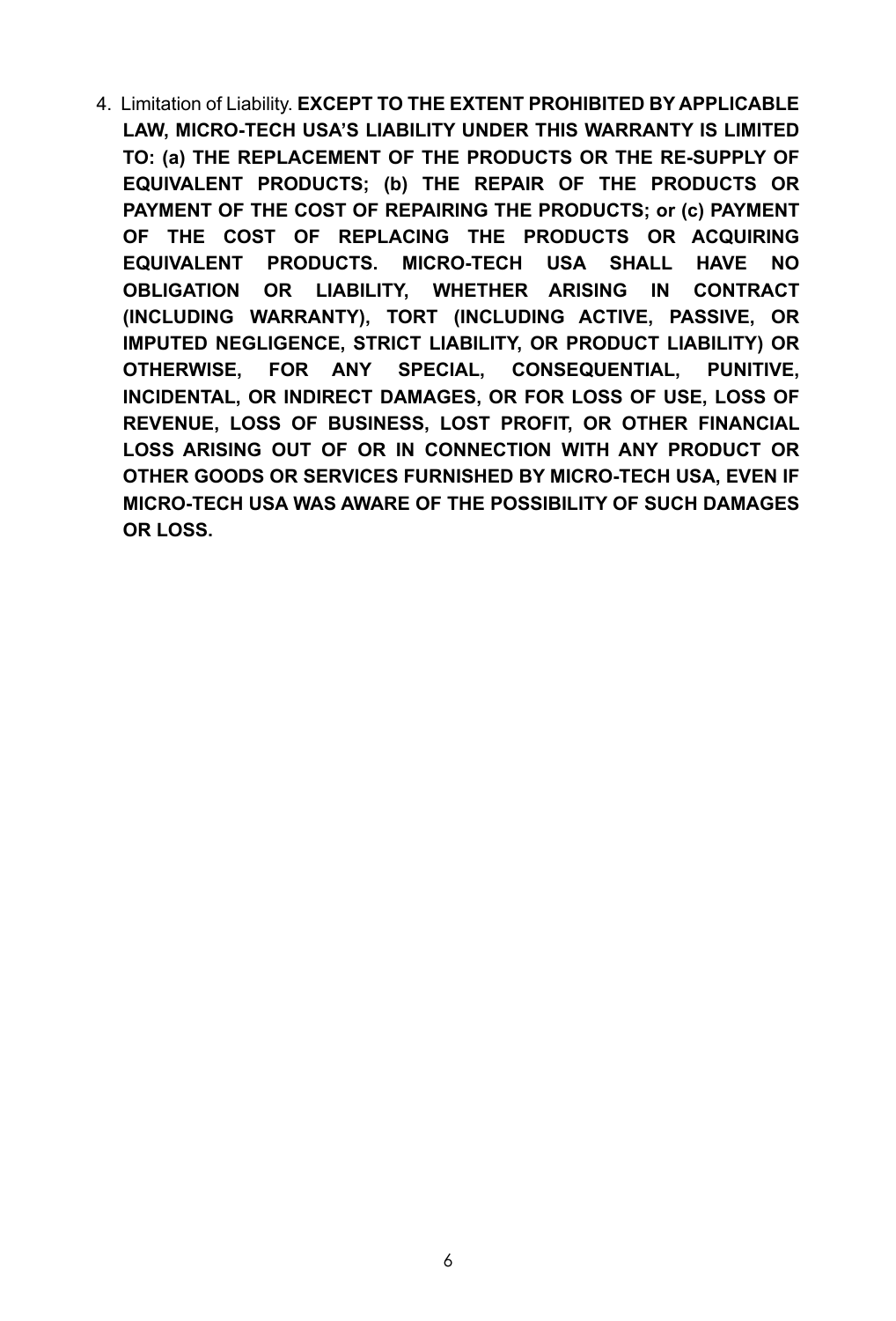4. Limitation of Liability. **EXCEPT TO THE EXTENT PROHIBITED BY APPLICABLE LAW, MICRO-TECH USA'S LIABILITY UNDER THIS WARRANTY IS LIMITED TO: (a) THE REPLACEMENT OF THE PRODUCTS OR THE RE-SUPPLY OF EQUIVALENT PRODUCTS; (b) THE REPAIR OF THE PRODUCTS OR PAYMENT OF THE COST OF REPAIRING THE PRODUCTS; or (c) PAYMENT OF THE COST OF REPLACING THE PRODUCTS OR ACQUIRING EQUIVALENT PRODUCTS. MICRO-TECH USA SHALL HAVE NO OBLIGATION OR LIABILITY, WHETHER ARISING IN CONTRACT (INCLUDING WARRANTY), TORT (INCLUDING ACTIVE, PASSIVE, OR IMPUTED NEGLIGENCE, STRICT LIABILITY, OR PRODUCT LIABILITY) OR OTHERWISE, FOR ANY SPECIAL, CONSEQUENTIAL, PUNITIVE, INCIDENTAL, OR INDIRECT DAMAGES, OR FOR LOSS OF USE, LOSS OF REVENUE, LOSS OF BUSINESS, LOST PROFIT, OR OTHER FINANCIAL LOSS ARISING OUT OF OR IN CONNECTION WITH ANY PRODUCT OR OTHER GOODS OR SERVICES FURNISHED BY MICRO-TECH USA, EVEN IF MICRO-TECH USA WAS AWARE OF THE POSSIBILITY OF SUCH DAMAGES OR LOSS.**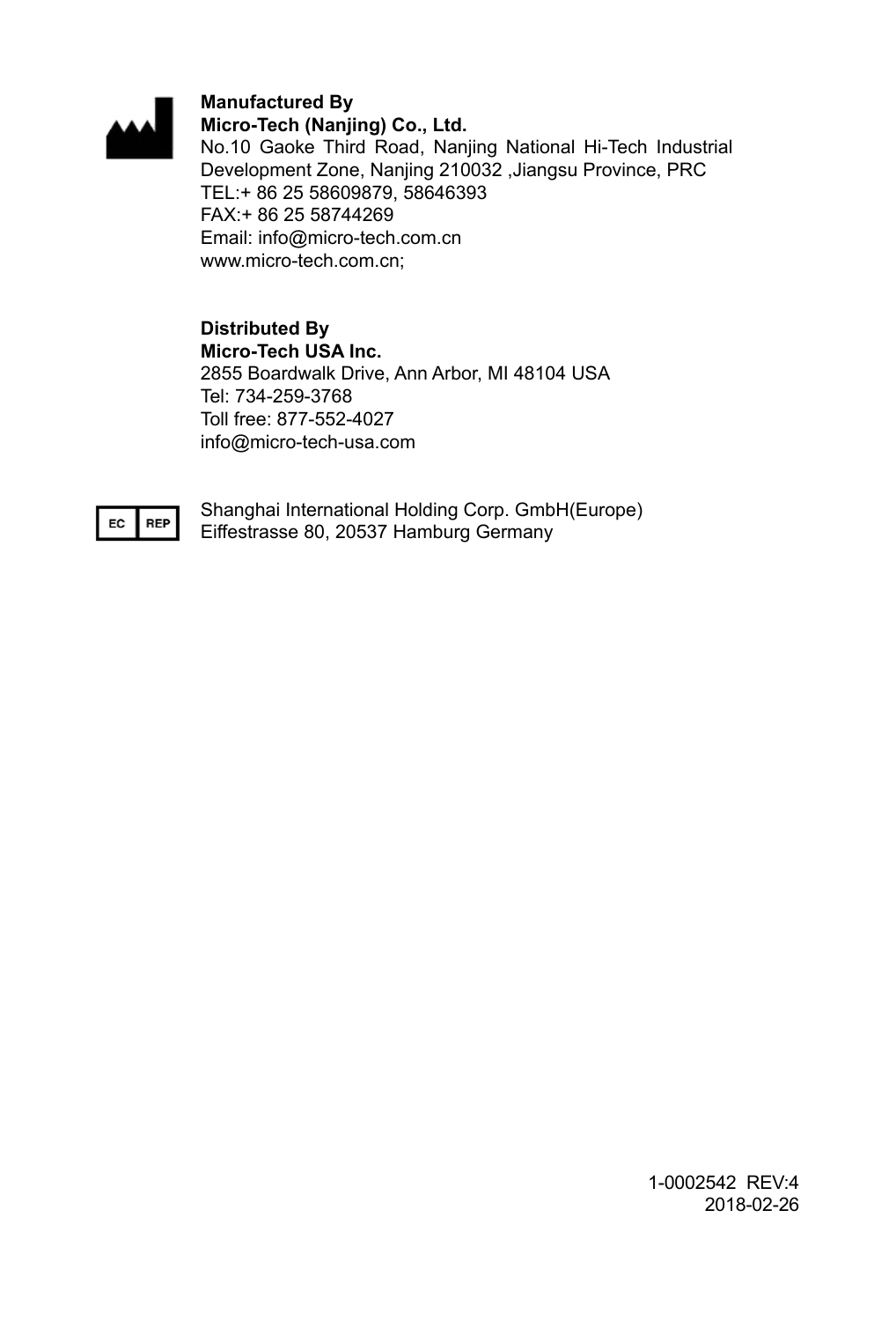**Manufactured By**
**Micro-Tech (Nanjing) Co., Ltd.**
No.10 Gaoke Third Road, Nanjing National Hi-Tech Industrial Development Zone, Nanjing 210032 ,Jiangsu Province, PRC
TEL:+ 86 25 58609879, 58646393
FAX:+ 86 25 58744269
Email: info@micro-tech.com.cn
www.micro-tech.com.cn;

**Distributed By**
**Micro-Tech USA Inc.**
2855 Boardwalk Drive, Ann Arbor, MI 48104 USA
Tel: 734-259-3768
Toll free: 877-552-4027
info@micro-tech-usa.com

EC REP

Shanghai International Holding Corp. GmbH(Europe)
Eiffestrasse 80, 20537 Hamburg Germany

1-0002542 REV:4
2018-02-26